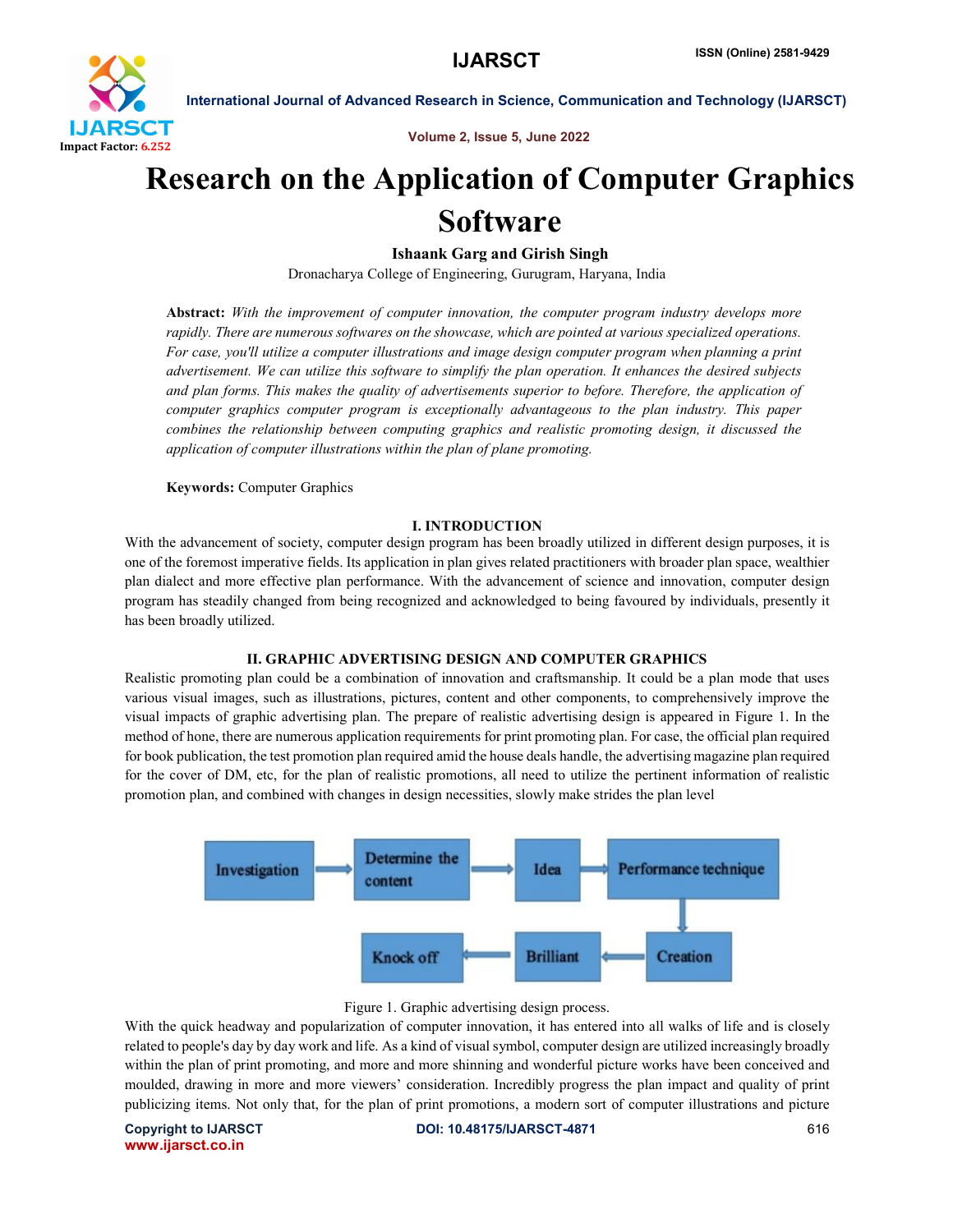# Research on the Application of Computer Graphics Software

**Ishaank Garg and Girish Singh**

Dronacharya College of Engineering, Gurugram, Haryana, India

**Abstract:** *With the improvement of computer innovation, the computer program industry develops more rapidly. There are numerous softwares on the showcase, which are pointed at various specialized operations. For case, you'll utilize a computer illustrations and image design computer program when planning a print advertisement. We can utilize this software to simplify the plan operation. It enhances the desired subjects and plan forms. This makes the quality of advertisements superior to before. Therefore, the application of computer graphics computer program is exceptionally advantageous to the plan industry. This paper combines the relationship between computing graphics and realistic promoting design, it discussed the application of computer illustrations within the plan of plane promoting.*

**Keywords:** Computer Graphics

## I. INTRODUCTION

With the advancement of society, computer design program has been broadly utilized in different design purposes, it is one of the foremost imperative fields. Its application in plan gives related practitioners with broader plan space, wealthier plan dialect and more effective plan performance. With the advancement of science and innovation, computer design program has steadily changed from being recognized and acknowledged to being favoured by individuals, presently it has been broadly utilized.

## II. GRAPHIC ADVERTISING DESIGN AND COMPUTER GRAPHICS

Realistic promoting plan could be a combination of innovation and craftsmanship. It could be a plan mode that uses various visual images, such as illustrations, pictures, content and other components, to comprehensively improve the visual impacts of graphic advertising plan. The prepare of realistic advertising design is appeared in Figure 1. In the method of hone, there are numerous application requirements for print promoting plan. For case, the official plan required for book publication, the test promotion plan required amid the house deals handle, the advertising magazine plan required for the cover of DM, etc, for the plan of realistic promotions, all need to utilize the pertinent information of realistic promotion plan, and combined with changes in design necessities, slowly make strides the plan level

Investigation → Determine the content → Idea → Performance technique → Creation → Brilliant → Knock off

Figure 1. Graphic advertising design process.

With the quick headway and popularization of computer innovation, it has entered into all walks of life and is closely related to people's day by day work and life. As a kind of visual symbol, computer design are utilized increasingly broadly within the plan of print promoting, and more and more shinning and wonderful picture works have been conceived and moulded, drawing in more and more viewers' consideration. Incredibly progress the plan impact and quality of print publicizing items. Not only that, for the plan of print promotions, a modern sort of computer illustrations and picture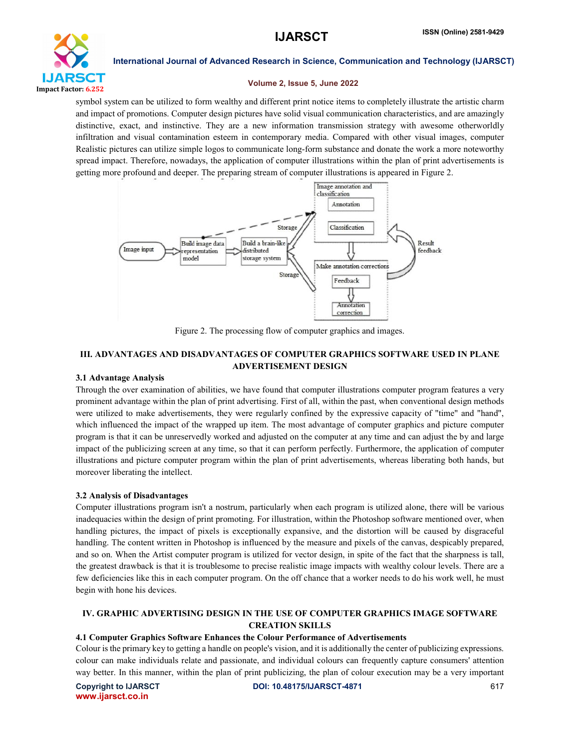symbol system can be utilized to form wealthy and different print notice items to completely illustrate the artistic charm and impact of promotions. Computer design pictures have solid visual communication characteristics, and are amazingly distinctive, exact, and instinctive. They are a new information transmission strategy with awesome otherworldly infiltration and visual contamination esteem in contemporary media. Compared with other visual images, computer Realistic pictures can utilize simple logos to communicate long-form substance and donate the work a more noteworthy spread impact. Therefore, nowadays, the application of computer illustrations within the plan of print advertisements is getting more profound and deeper. The preparing stream of computer illustrations is appeared in Figure 2.

Figure 2. The processing flow of computer graphics and images.

## III. ADVANTAGES AND DISADVANTAGES OF COMPUTER GRAPHICS SOFTWARE USED IN PLANE ADVERTISEMENT DESIGN

### 3.1 Advantage Analysis

Through the over examination of abilities, we have found that computer illustrations computer program features a very prominent advantage within the plan of print advertising. First of all, within the past, when conventional design methods were utilized to make advertisements, they were regularly confined by the expressive capacity of "time" and "hand", which influenced the impact of the wrapped up item. The most advantage of computer graphics and picture computer program is that it can be unreservedly worked and adjusted on the computer at any time and can adjust the by and large impact of the publicizing screen at any time, so that it can perform perfectly. Furthermore, the application of computer illustrations and picture computer program within the plan of print advertisements, whereas liberating both hands, but moreover liberating the intellect.

### 3.2 Analysis of Disadvantages

Computer illustrations program isn't a nostrum, particularly when each program is utilized alone, there will be various inadequacies within the design of print promoting. For illustration, within the Photoshop software mentioned over, when handling pictures, the impact of pixels is exceptionally expansive, and the distortion will be caused by disgraceful handling. The content written in Photoshop is influenced by the measure and pixels of the canvas, despicably prepared, and so on. When the Artist computer program is utilized for vector design, in spite of the fact that the sharpness is tall, the greatest drawback is that it is troublesome to precise realistic image impacts with wealthy colour levels. There are a few deficiencies like this in each computer program. On the off chance that a worker needs to do his work well, he must begin with hone his devices.

## IV. GRAPHIC ADVERTISING DESIGN IN THE USE OF COMPUTER GRAPHICS IMAGE SOFTWARE CREATION SKILLS

### 4.1 Computer Graphics Software Enhances the Colour Performance of Advertisements

Colour is the primary key to getting a handle on people's vision, and it is additionally the center of publicizing expressions. colour can make individuals relate and passionate, and individual colours can frequently capture consumers' attention way better. In this manner, within the plan of print publicizing, the plan of colour execution may be a very important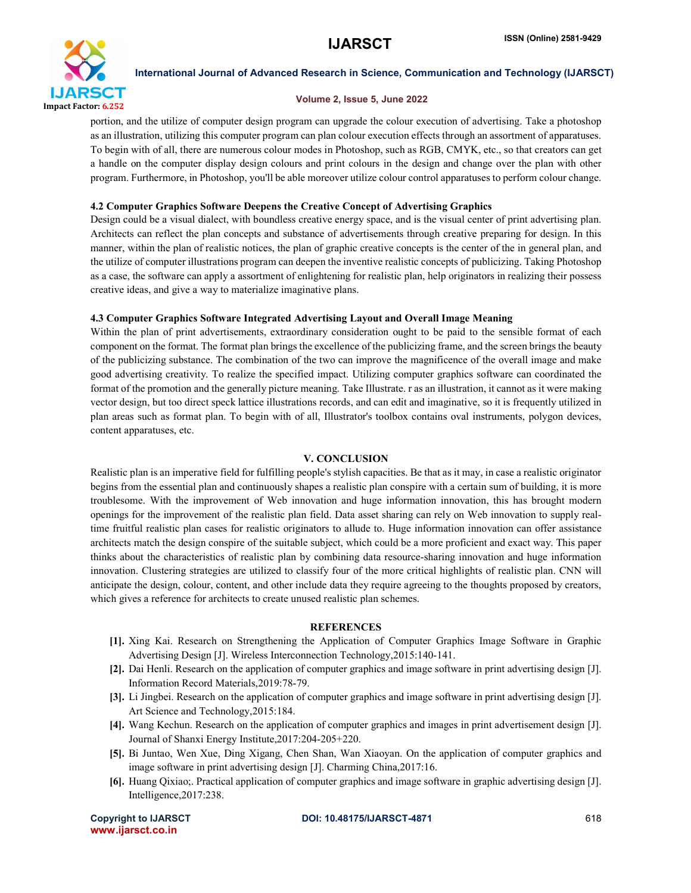portion, and the utilize of computer design program can upgrade the colour execution of advertising. Take a photoshop as an illustration, utilizing this computer program can plan colour execution effects through an assortment of apparatuses. To begin with of all, there are numerous colour modes in Photoshop, such as RGB, CMYK, etc., so that creators can get a handle on the computer display design colours and print colours in the design and change over the plan with other program. Furthermore, in Photoshop, you'll be able moreover utilize colour control apparatuses to perform colour change.

### 4.2 Computer Graphics Software Deepens the Creative Concept of Advertising Graphics

Design could be a visual dialect, with boundless creative energy space, and is the visual center of print advertising plan. Architects can reflect the plan concepts and substance of advertisements through creative preparing for design. In this manner, within the plan of realistic notices, the plan of graphic creative concepts is the center of the in general plan, and the utilize of computer illustrations program can deepen the inventive realistic concepts of publicizing. Taking Photoshop as a case, the software can apply a assortment of enlightening for realistic plan, help originators in realizing their possess creative ideas, and give a way to materialize imaginative plans.

### 4.3 Computer Graphics Software Integrated Advertising Layout and Overall Image Meaning

Within the plan of print advertisements, extraordinary consideration ought to be paid to the sensible format of each component on the format. The format plan brings the excellence of the publicizing frame, and the screen brings the beauty of the publicizing substance. The combination of the two can improve the magnificence of the overall image and make good advertising creativity. To realize the specified impact. Utilizing computer graphics software can coordinated the format of the promotion and the generally picture meaning. Take Illustrate. r as an illustration, it cannot as it were making vector design, but too direct speck lattice illustrations records, and can edit and imaginative, so it is frequently utilized in plan areas such as format plan. To begin with of all, Illustrator's toolbox contains oval instruments, polygon devices, content apparatuses, etc.

## V. CONCLUSION

Realistic plan is an imperative field for fulfilling people's stylish capacities. Be that as it may, in case a realistic originator begins from the essential plan and continuously shapes a realistic plan conspire with a certain sum of building, it is more troublesome. With the improvement of Web innovation and huge information innovation, this has brought modern openings for the improvement of the realistic plan field. Data asset sharing can rely on Web innovation to supply real-time fruitful realistic plan cases for realistic originators to allude to. Huge information innovation can offer assistance architects match the design conspire of the suitable subject, which could be a more proficient and exact way. This paper thinks about the characteristics of realistic plan by combining data resource-sharing innovation and huge information innovation. Clustering strategies are utilized to classify four of the more critical highlights of realistic plan. CNN will anticipate the design, colour, content, and other include data they require agreeing to the thoughts proposed by creators, which gives a reference for architects to create unused realistic plan schemes.

## REFERENCES

[1]. Xing Kai. Research on Strengthening the Application of Computer Graphics Image Software in Graphic Advertising Design [J]. Wireless Interconnection Technology,2015:140-141.

[2]. Dai Henli. Research on the application of computer graphics and image software in print advertising design [J]. Information Record Materials,2019:78-79.

[3]. Li Jingbei. Research on the application of computer graphics and image software in print advertising design [J]. Art Science and Technology,2015:184.

[4]. Wang Kechun. Research on the application of computer graphics and images in print advertisement design [J]. Journal of Shanxi Energy Institute,2017:204-205+220.

[5]. Bi Juntao, Wen Xue, Ding Xigang, Chen Shan, Wan Xiaoyan. On the application of computer graphics and image software in print advertising design [J]. Charming China,2017:16.

[6]. Huang Qixiao;. Practical application of computer graphics and image software in graphic advertising design [J]. Intelligence,2017:238.